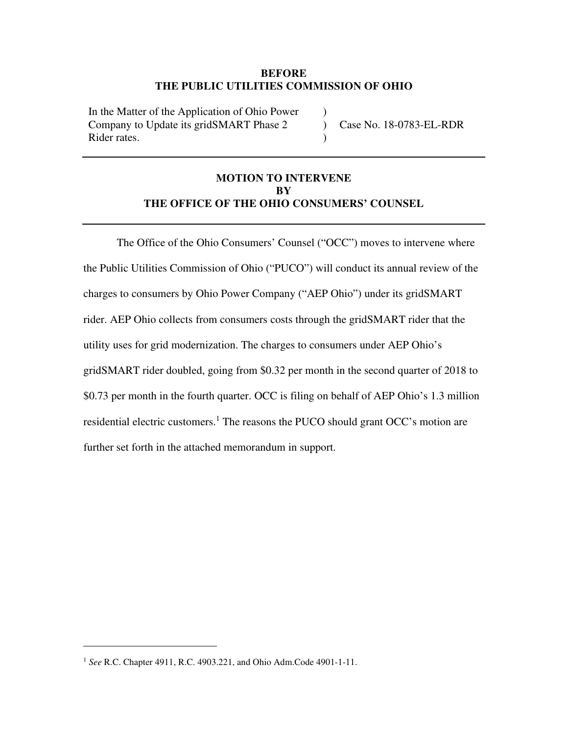**BEFORE**
**THE PUBLIC UTILITIES COMMISSION OF OHIO**

| | | |
|---|---|---|
| In the Matter of the Application of Ohio Power Company to Update its gridSMART Phase 2 Rider rates. | ) ) ) | Case No. 18-0783-EL-RDR |

---

## MOTION TO INTERVENE BY THE OFFICE OF THE OHIO CONSUMERS' COUNSEL

---

The Office of the Ohio Consumers' Counsel ("OCC") moves to intervene where the Public Utilities Commission of Ohio ("PUCO") will conduct its annual review of the charges to consumers by Ohio Power Company ("AEP Ohio") under its gridSMART rider. AEP Ohio collects from consumers costs through the gridSMART rider that the utility uses for grid modernization. The charges to consumers under AEP Ohio's gridSMART rider doubled, going from $0.32 per month in the second quarter of 2018 to $0.73 per month in the fourth quarter. OCC is filing on behalf of AEP Ohio's 1.3 million residential electric customers.[1] The reasons the PUCO should grant OCC's motion are further set forth in the attached memorandum in support.

---

[1] *See* R.C. Chapter 4911, R.C. 4903.221, and Ohio Adm.Code 4901-1-11.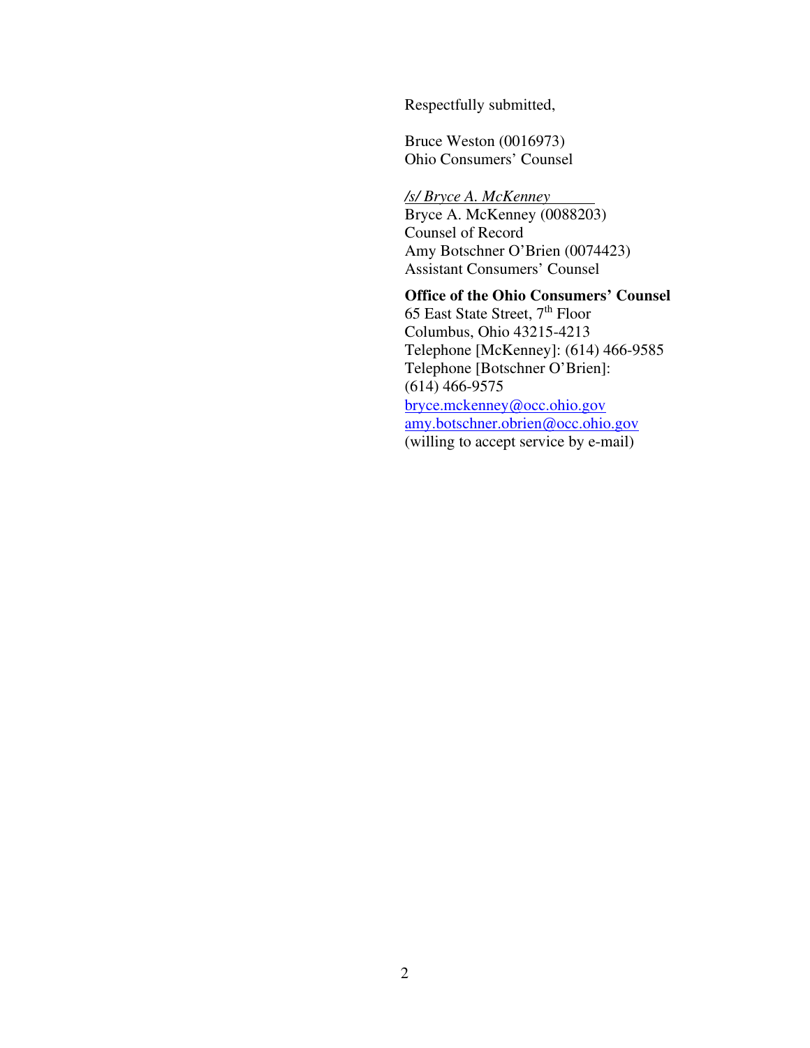Respectfully submitted,

Bruce Weston (0016973)
Ohio Consumers' Counsel

*/s/ Bryce A. McKenney*
Bryce A. McKenney (0088203)
Counsel of Record
Amy Botschner O'Brien (0074423)
Assistant Consumers' Counsel

**Office of the Ohio Consumers' Counsel**
65 East State Street, 7th Floor
Columbus, Ohio 43215-4213
Telephone [McKenney]: (614) 466-9585
Telephone [Botschner O'Brien]:
(614) 466-9575
bryce.mckenney@occ.ohio.gov
amy.botschner.obrien@occ.ohio.gov
(willing to accept service by e-mail)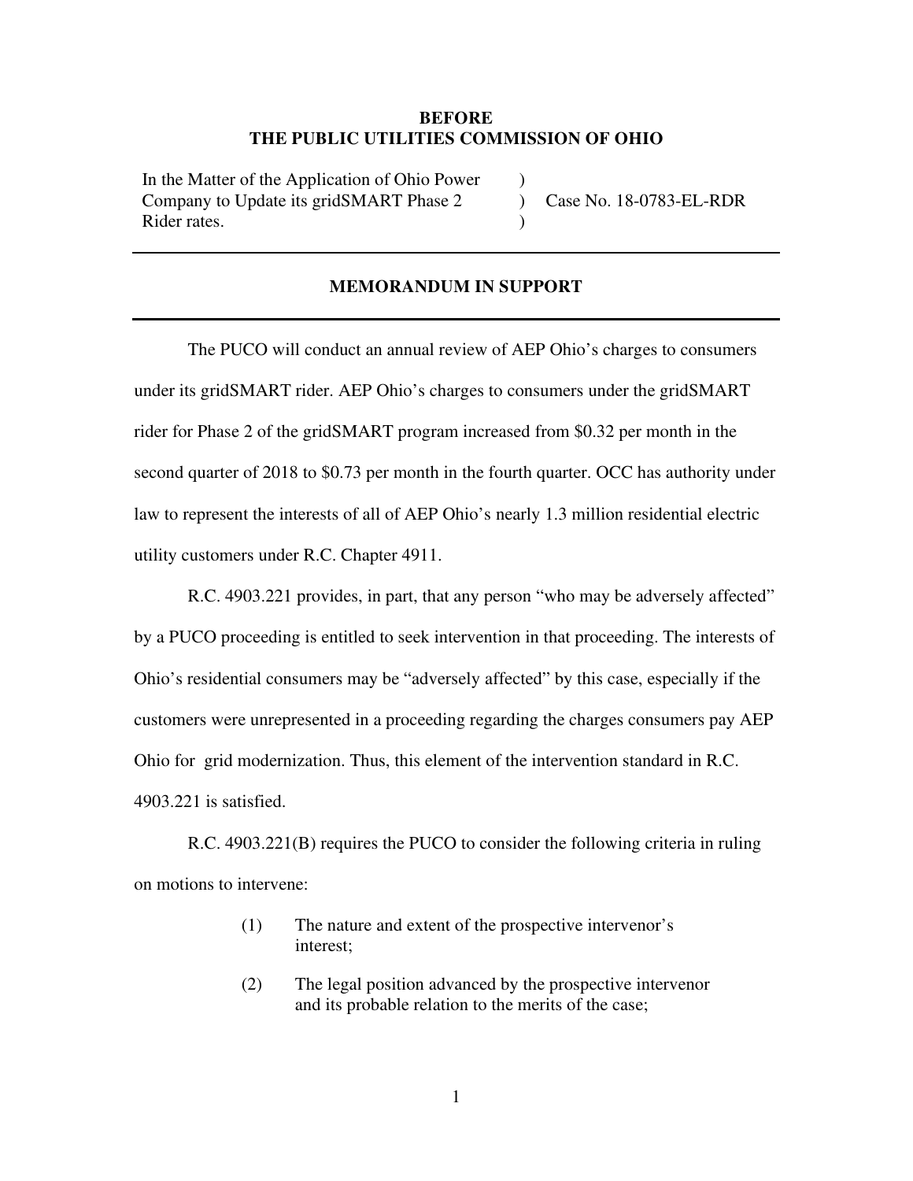**BEFORE**
**THE PUBLIC UTILITIES COMMISSION OF OHIO**

| | | |
|---|---|---|
| In the Matter of the Application of Ohio Power Company to Update its gridSMART Phase 2 Rider rates. | ) ) ) | Case No. 18-0783-EL-RDR |

---

## MEMORANDUM IN SUPPORT

---

The PUCO will conduct an annual review of AEP Ohio's charges to consumers under its gridSMART rider. AEP Ohio's charges to consumers under the gridSMART rider for Phase 2 of the gridSMART program increased from $0.32 per month in the second quarter of 2018 to $0.73 per month in the fourth quarter. OCC has authority under law to represent the interests of all of AEP Ohio's nearly 1.3 million residential electric utility customers under R.C. Chapter 4911.

R.C. 4903.221 provides, in part, that any person "who may be adversely affected" by a PUCO proceeding is entitled to seek intervention in that proceeding. The interests of Ohio's residential consumers may be "adversely affected" by this case, especially if the customers were unrepresented in a proceeding regarding the charges consumers pay AEP Ohio for grid modernization. Thus, this element of the intervention standard in R.C. 4903.221 is satisfied.

R.C. 4903.221(B) requires the PUCO to consider the following criteria in ruling on motions to intervene:

> (1) The nature and extent of the prospective intervenor's interest;
>
> (2) The legal position advanced by the prospective intervenor and its probable relation to the merits of the case;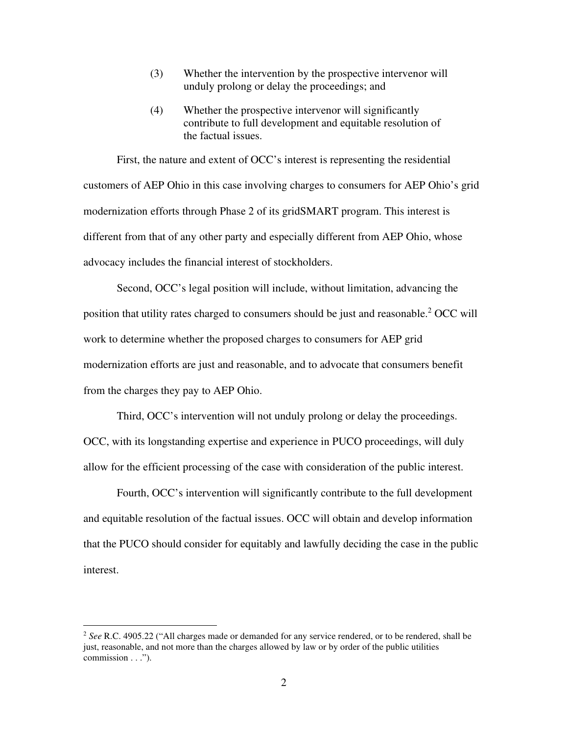(3) Whether the intervention by the prospective intervenor will unduly prolong or delay the proceedings; and

(4) Whether the prospective intervenor will significantly contribute to full development and equitable resolution of the factual issues.

First, the nature and extent of OCC's interest is representing the residential customers of AEP Ohio in this case involving charges to consumers for AEP Ohio's grid modernization efforts through Phase 2 of its gridSMART program. This interest is different from that of any other party and especially different from AEP Ohio, whose advocacy includes the financial interest of stockholders.

Second, OCC's legal position will include, without limitation, advancing the position that utility rates charged to consumers should be just and reasonable.[2] OCC will work to determine whether the proposed charges to consumers for AEP grid modernization efforts are just and reasonable, and to advocate that consumers benefit from the charges they pay to AEP Ohio.

Third, OCC's intervention will not unduly prolong or delay the proceedings. OCC, with its longstanding expertise and experience in PUCO proceedings, will duly allow for the efficient processing of the case with consideration of the public interest.

Fourth, OCC's intervention will significantly contribute to the full development and equitable resolution of the factual issues. OCC will obtain and develop information that the PUCO should consider for equitably and lawfully deciding the case in the public interest.

---

[2] *See* R.C. 4905.22 ("All charges made or demanded for any service rendered, or to be rendered, shall be just, reasonable, and not more than the charges allowed by law or by order of the public utilities commission . . .").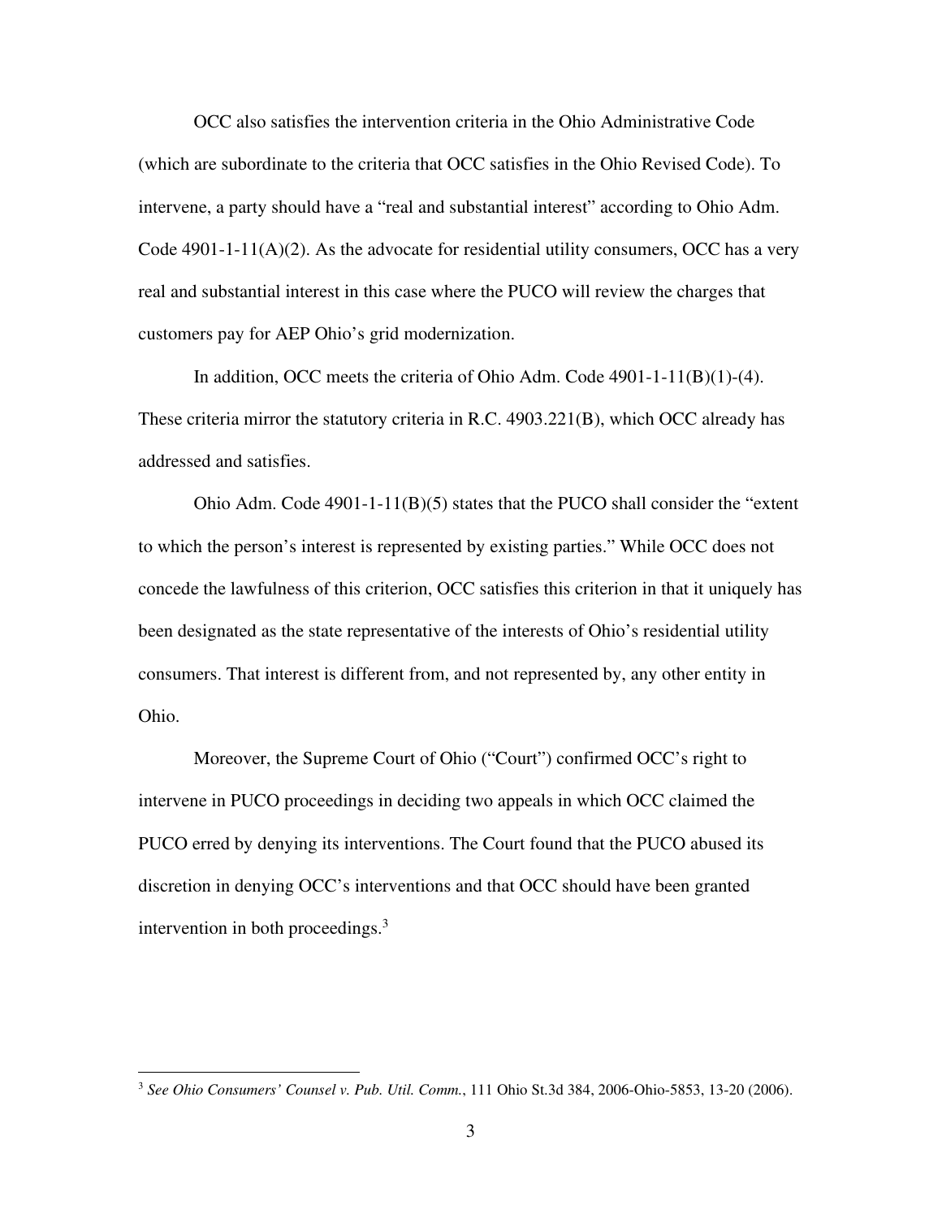OCC also satisfies the intervention criteria in the Ohio Administrative Code (which are subordinate to the criteria that OCC satisfies in the Ohio Revised Code). To intervene, a party should have a "real and substantial interest" according to Ohio Adm. Code 4901-1-11(A)(2). As the advocate for residential utility consumers, OCC has a very real and substantial interest in this case where the PUCO will review the charges that customers pay for AEP Ohio's grid modernization.

In addition, OCC meets the criteria of Ohio Adm. Code 4901-1-11(B)(1)-(4). These criteria mirror the statutory criteria in R.C. 4903.221(B), which OCC already has addressed and satisfies.

Ohio Adm. Code 4901-1-11(B)(5) states that the PUCO shall consider the "extent to which the person's interest is represented by existing parties." While OCC does not concede the lawfulness of this criterion, OCC satisfies this criterion in that it uniquely has been designated as the state representative of the interests of Ohio's residential utility consumers. That interest is different from, and not represented by, any other entity in Ohio.

Moreover, the Supreme Court of Ohio ("Court") confirmed OCC's right to intervene in PUCO proceedings in deciding two appeals in which OCC claimed the PUCO erred by denying its interventions. The Court found that the PUCO abused its discretion in denying OCC's interventions and that OCC should have been granted intervention in both proceedings.[3]

---

[3] *See Ohio Consumers' Counsel v. Pub. Util. Comm.*, 111 Ohio St.3d 384, 2006-Ohio-5853, 13-20 (2006).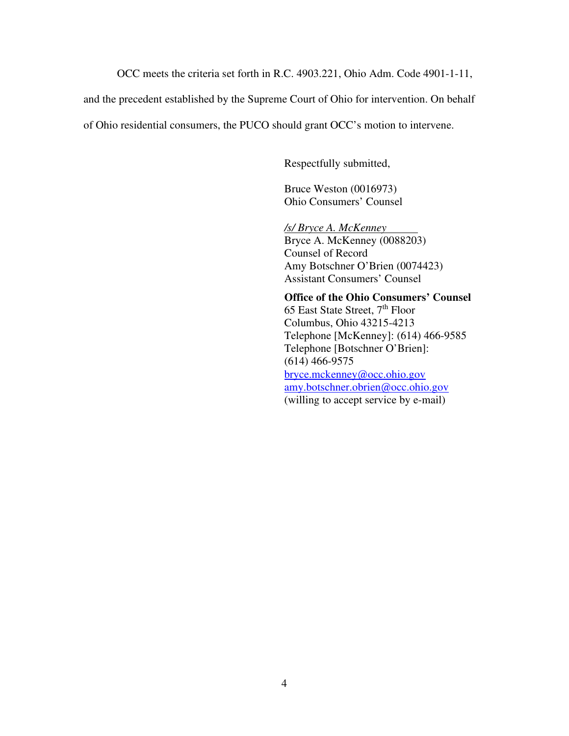OCC meets the criteria set forth in R.C. 4903.221, Ohio Adm. Code 4901-1-11, and the precedent established by the Supreme Court of Ohio for intervention. On behalf of Ohio residential consumers, the PUCO should grant OCC's motion to intervene.

Respectfully submitted,

Bruce Weston (0016973)
Ohio Consumers' Counsel

*/s/ Bryce A. McKenney*
Bryce A. McKenney (0088203)
Counsel of Record
Amy Botschner O'Brien (0074423)
Assistant Consumers' Counsel

**Office of the Ohio Consumers' Counsel**
65 East State Street, 7th Floor
Columbus, Ohio 43215-4213
Telephone [McKenney]: (614) 466-9585
Telephone [Botschner O'Brien]:
(614) 466-9575
bryce.mckenney@occ.ohio.gov
amy.botschner.obrien@occ.ohio.gov
(willing to accept service by e-mail)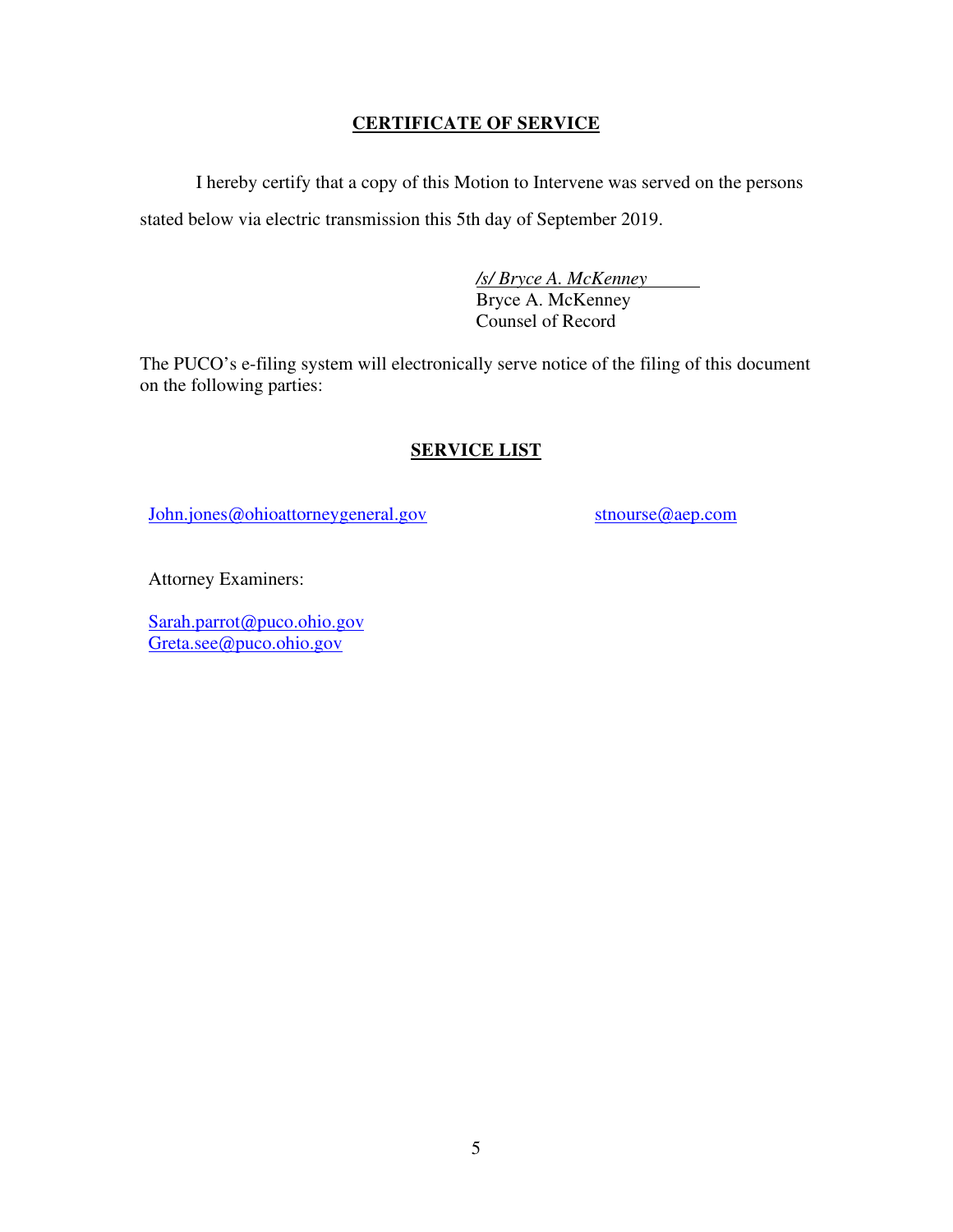## CERTIFICATE OF SERVICE

I hereby certify that a copy of this Motion to Intervene was served on the persons stated below via electric transmission this 5th day of September 2019.

*/s/ Bryce A. McKenney*
Bryce A. McKenney
Counsel of Record

The PUCO's e-filing system will electronically serve notice of the filing of this document on the following parties:

## SERVICE LIST

John.jones@ohioattorneygeneral.gov

stnourse@aep.com

Attorney Examiners:

Sarah.parrot@puco.ohio.gov
Greta.see@puco.ohio.gov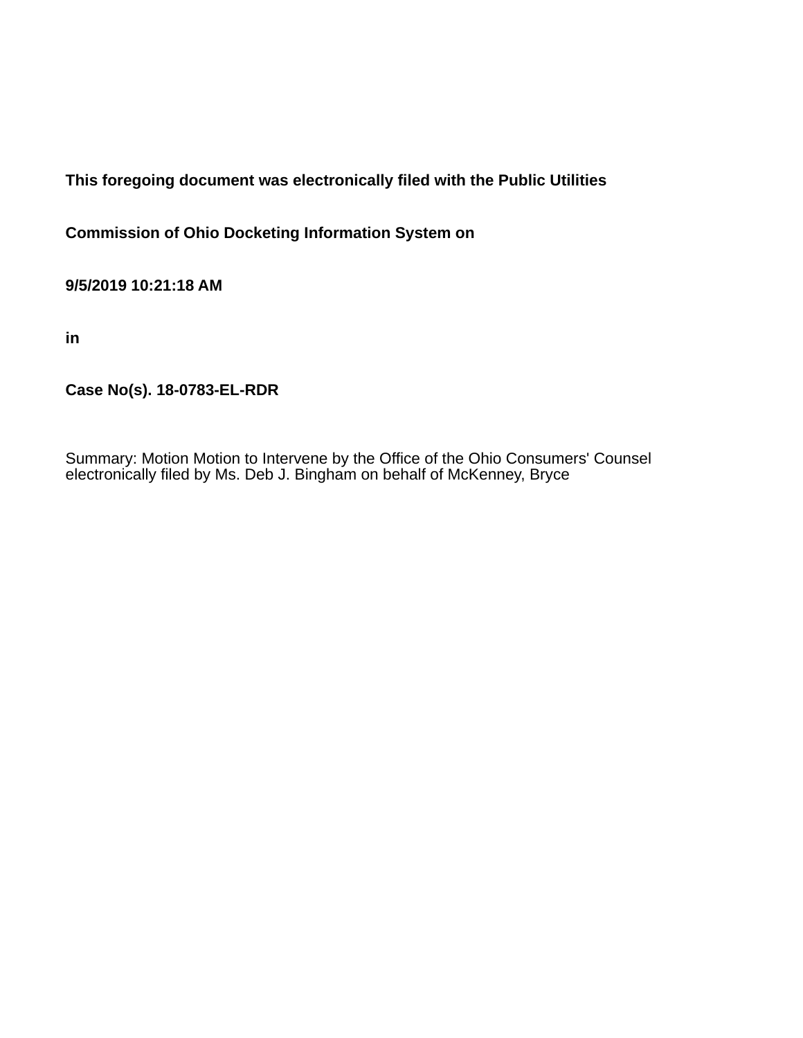**This foregoing document was electronically filed with the Public Utilities**

**Commission of Ohio Docketing Information System on**

**9/5/2019 10:21:18 AM**

**in**

**Case No(s). 18-0783-EL-RDR**

Summary: Motion Motion to Intervene by the Office of the Ohio Consumers' Counsel electronically filed by Ms. Deb J. Bingham on behalf of McKenney, Bryce